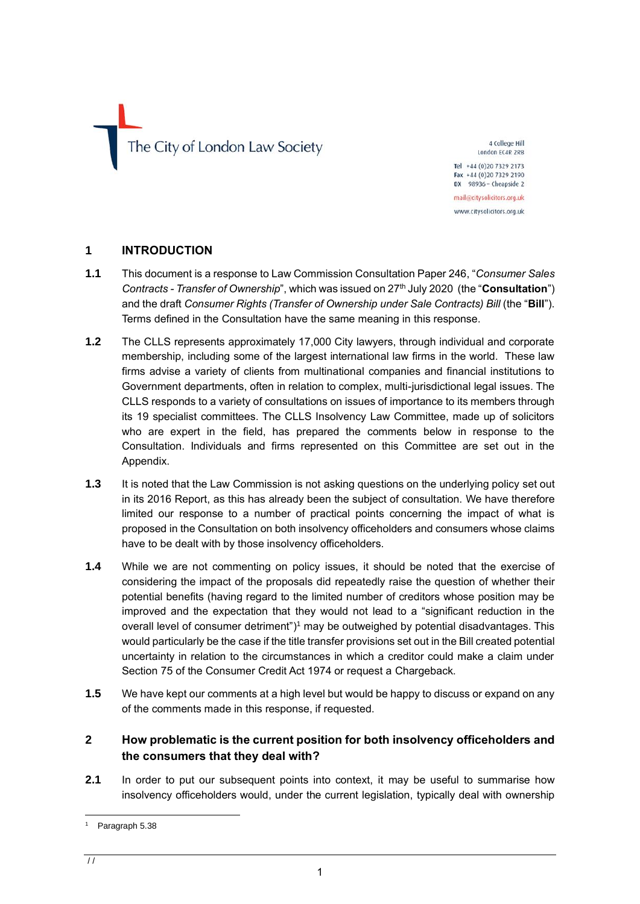The City of London Law Society

4 College Hill
London EC4R 2RB

Tel +44 (0)20 7329 2173
Fax +44 (0)20 7329 2190
DX 98936 – Cheapside 2

mail@citysolicitors.org.uk
www.citysolicitors.org.uk

## 1 INTRODUCTION

**1.1** This document is a response to Law Commission Consultation Paper 246, "*Consumer Sales Contracts - Transfer of Ownership*", which was issued on 27th July 2020 (the "**Consultation**") and the draft *Consumer Rights (Transfer of Ownership under Sale Contracts) Bill* (the "**Bill**"). Terms defined in the Consultation have the same meaning in this response.

**1.2** The CLLS represents approximately 17,000 City lawyers, through individual and corporate membership, including some of the largest international law firms in the world. These law firms advise a variety of clients from multinational companies and financial institutions to Government departments, often in relation to complex, multi-jurisdictional legal issues. The CLLS responds to a variety of consultations on issues of importance to its members through its 19 specialist committees. The CLLS Insolvency Law Committee, made up of solicitors who are expert in the field, has prepared the comments below in response to the Consultation. Individuals and firms represented on this Committee are set out in the Appendix.

**1.3** It is noted that the Law Commission is not asking questions on the underlying policy set out in its 2016 Report, as this has already been the subject of consultation. We have therefore limited our response to a number of practical points concerning the impact of what is proposed in the Consultation on both insolvency officeholders and consumers whose claims have to be dealt with by those insolvency officeholders.

**1.4** While we are not commenting on policy issues, it should be noted that the exercise of considering the impact of the proposals did repeatedly raise the question of whether their potential benefits (having regard to the limited number of creditors whose position may be improved and the expectation that they would not lead to a "significant reduction in the overall level of consumer detriment")[1] may be outweighed by potential disadvantages. This would particularly be the case if the title transfer provisions set out in the Bill created potential uncertainty in relation to the circumstances in which a creditor could make a claim under Section 75 of the Consumer Credit Act 1974 or request a Chargeback.

**1.5** We have kept our comments at a high level but would be happy to discuss or expand on any of the comments made in this response, if requested.

## 2 How problematic is the current position for both insolvency officeholders and the consumers that they deal with?

**2.1** In order to put our subsequent points into context, it may be useful to summarise how insolvency officeholders would, under the current legislation, typically deal with ownership

---

[1] Paragraph 5.38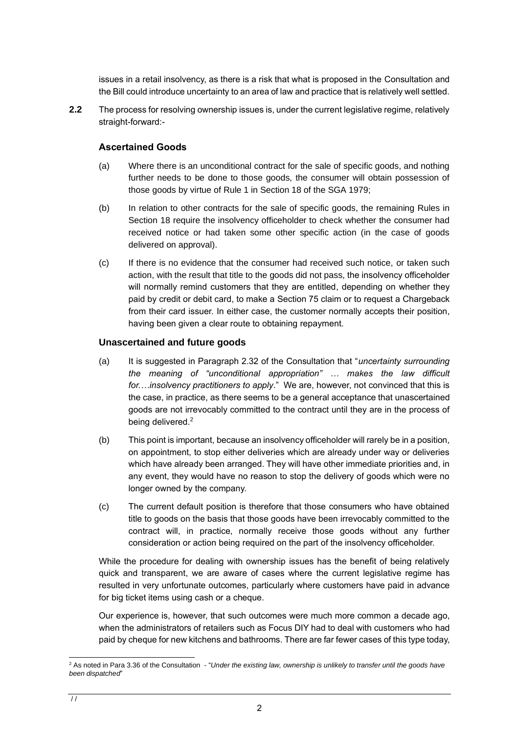issues in a retail insolvency, as there is a risk that what is proposed in the Consultation and the Bill could introduce uncertainty to an area of law and practice that is relatively well settled.

**2.2** The process for resolving ownership issues is, under the current legislative regime, relatively straight-forward:-

### Ascertained Goods

(a) Where there is an unconditional contract for the sale of specific goods, and nothing further needs to be done to those goods, the consumer will obtain possession of those goods by virtue of Rule 1 in Section 18 of the SGA 1979;

(b) In relation to other contracts for the sale of specific goods, the remaining Rules in Section 18 require the insolvency officeholder to check whether the consumer had received notice or had taken some other specific action (in the case of goods delivered on approval).

(c) If there is no evidence that the consumer had received such notice, or taken such action, with the result that title to the goods did not pass, the insolvency officeholder will normally remind customers that they are entitled, depending on whether they paid by credit or debit card, to make a Section 75 claim or to request a Chargeback from their card issuer. In either case, the customer normally accepts their position, having been given a clear route to obtaining repayment.

### Unascertained and future goods

(a) It is suggested in Paragraph 2.32 of the Consultation that "*uncertainty surrounding the meaning of "unconditional appropriation" … makes the law difficult for….insolvency practitioners to apply*." We are, however, not convinced that this is the case, in practice, as there seems to be a general acceptance that unascertained goods are not irrevocably committed to the contract until they are in the process of being delivered.[2]

(b) This point is important, because an insolvency officeholder will rarely be in a position, on appointment, to stop either deliveries which are already under way or deliveries which have already been arranged. They will have other immediate priorities and, in any event, they would have no reason to stop the delivery of goods which were no longer owned by the company.

(c) The current default position is therefore that those consumers who have obtained title to goods on the basis that those goods have been irrevocably committed to the contract will, in practice, normally receive those goods without any further consideration or action being required on the part of the insolvency officeholder.

While the procedure for dealing with ownership issues has the benefit of being relatively quick and transparent, we are aware of cases where the current legislative regime has resulted in very unfortunate outcomes, particularly where customers have paid in advance for big ticket items using cash or a cheque.

Our experience is, however, that such outcomes were much more common a decade ago, when the administrators of retailers such as Focus DIY had to deal with customers who had paid by cheque for new kitchens and bathrooms. There are far fewer cases of this type today,

---

[2] As noted in Para 3.36 of the Consultation - "*Under the existing law, ownership is unlikely to transfer until the goods have been dispatched*"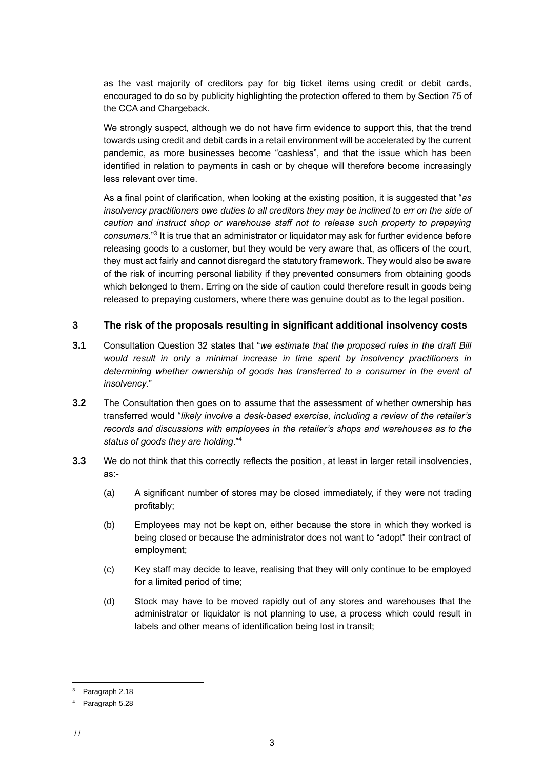as the vast majority of creditors pay for big ticket items using credit or debit cards, encouraged to do so by publicity highlighting the protection offered to them by Section 75 of the CCA and Chargeback.

We strongly suspect, although we do not have firm evidence to support this, that the trend towards using credit and debit cards in a retail environment will be accelerated by the current pandemic, as more businesses become "cashless", and that the issue which has been identified in relation to payments in cash or by cheque will therefore become increasingly less relevant over time.

As a final point of clarification, when looking at the existing position, it is suggested that "*as insolvency practitioners owe duties to all creditors they may be inclined to err on the side of caution and instruct shop or warehouse staff not to release such property to prepaying consumers.*"[3] It is true that an administrator or liquidator may ask for further evidence before releasing goods to a customer, but they would be very aware that, as officers of the court, they must act fairly and cannot disregard the statutory framework. They would also be aware of the risk of incurring personal liability if they prevented consumers from obtaining goods which belonged to them. Erring on the side of caution could therefore result in goods being released to prepaying customers, where there was genuine doubt as to the legal position.

## 3 The risk of the proposals resulting in significant additional insolvency costs

**3.1** Consultation Question 32 states that "*we estimate that the proposed rules in the draft Bill would result in only a minimal increase in time spent by insolvency practitioners in determining whether ownership of goods has transferred to a consumer in the event of insolvency*."

**3.2** The Consultation then goes on to assume that the assessment of whether ownership has transferred would "*likely involve a desk-based exercise, including a review of the retailer's records and discussions with employees in the retailer's shops and warehouses as to the status of goods they are holding*."[4]

**3.3** We do not think that this correctly reflects the position, at least in larger retail insolvencies, as:-

(a) A significant number of stores may be closed immediately, if they were not trading profitably;

(b) Employees may not be kept on, either because the store in which they worked is being closed or because the administrator does not want to "adopt" their contract of employment;

(c) Key staff may decide to leave, realising that they will only continue to be employed for a limited period of time;

(d) Stock may have to be moved rapidly out of any stores and warehouses that the administrator or liquidator is not planning to use, a process which could result in labels and other means of identification being lost in transit;

---

[3] Paragraph 2.18

[4] Paragraph 5.28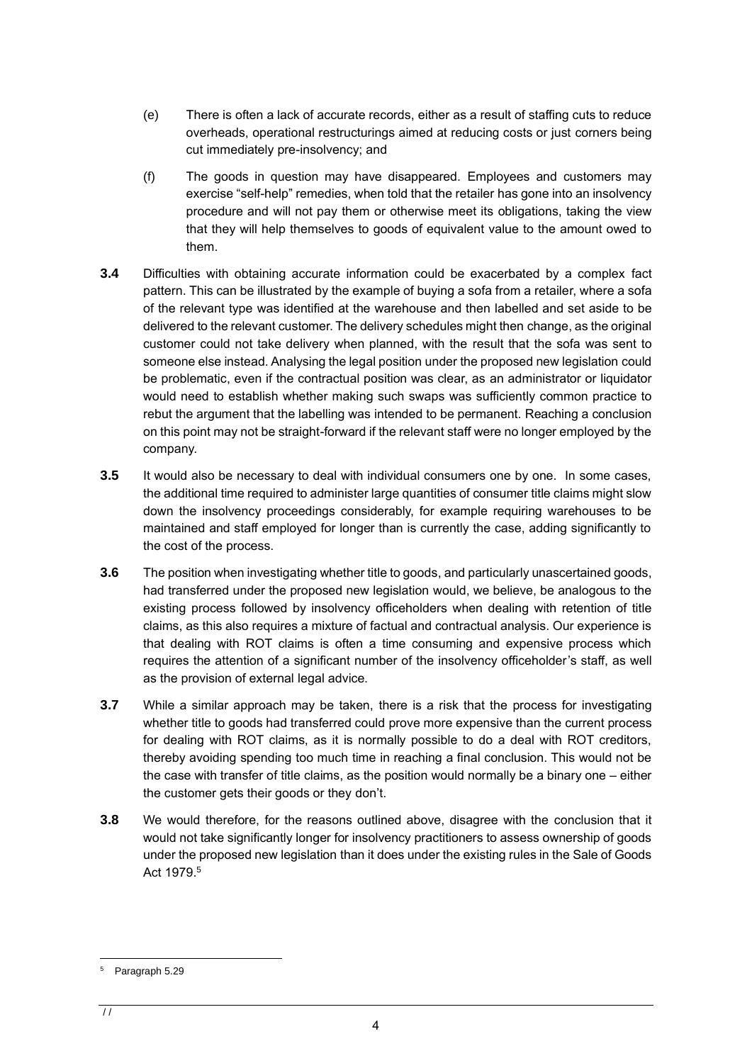(e) There is often a lack of accurate records, either as a result of staffing cuts to reduce overheads, operational restructurings aimed at reducing costs or just corners being cut immediately pre-insolvency; and

(f) The goods in question may have disappeared. Employees and customers may exercise "self-help" remedies, when told that the retailer has gone into an insolvency procedure and will not pay them or otherwise meet its obligations, taking the view that they will help themselves to goods of equivalent value to the amount owed to them.

**3.4** Difficulties with obtaining accurate information could be exacerbated by a complex fact pattern. This can be illustrated by the example of buying a sofa from a retailer, where a sofa of the relevant type was identified at the warehouse and then labelled and set aside to be delivered to the relevant customer. The delivery schedules might then change, as the original customer could not take delivery when planned, with the result that the sofa was sent to someone else instead. Analysing the legal position under the proposed new legislation could be problematic, even if the contractual position was clear, as an administrator or liquidator would need to establish whether making such swaps was sufficiently common practice to rebut the argument that the labelling was intended to be permanent. Reaching a conclusion on this point may not be straight-forward if the relevant staff were no longer employed by the company.

**3.5** It would also be necessary to deal with individual consumers one by one. In some cases, the additional time required to administer large quantities of consumer title claims might slow down the insolvency proceedings considerably, for example requiring warehouses to be maintained and staff employed for longer than is currently the case, adding significantly to the cost of the process.

**3.6** The position when investigating whether title to goods, and particularly unascertained goods, had transferred under the proposed new legislation would, we believe, be analogous to the existing process followed by insolvency officeholders when dealing with retention of title claims, as this also requires a mixture of factual and contractual analysis. Our experience is that dealing with ROT claims is often a time consuming and expensive process which requires the attention of a significant number of the insolvency officeholder's staff, as well as the provision of external legal advice.

**3.7** While a similar approach may be taken, there is a risk that the process for investigating whether title to goods had transferred could prove more expensive than the current process for dealing with ROT claims, as it is normally possible to do a deal with ROT creditors, thereby avoiding spending too much time in reaching a final conclusion. This would not be the case with transfer of title claims, as the position would normally be a binary one – either the customer gets their goods or they don't.

**3.8** We would therefore, for the reasons outlined above, disagree with the conclusion that it would not take significantly longer for insolvency practitioners to assess ownership of goods under the proposed new legislation than it does under the existing rules in the Sale of Goods Act 1979.[5]

---

[5] Paragraph 5.29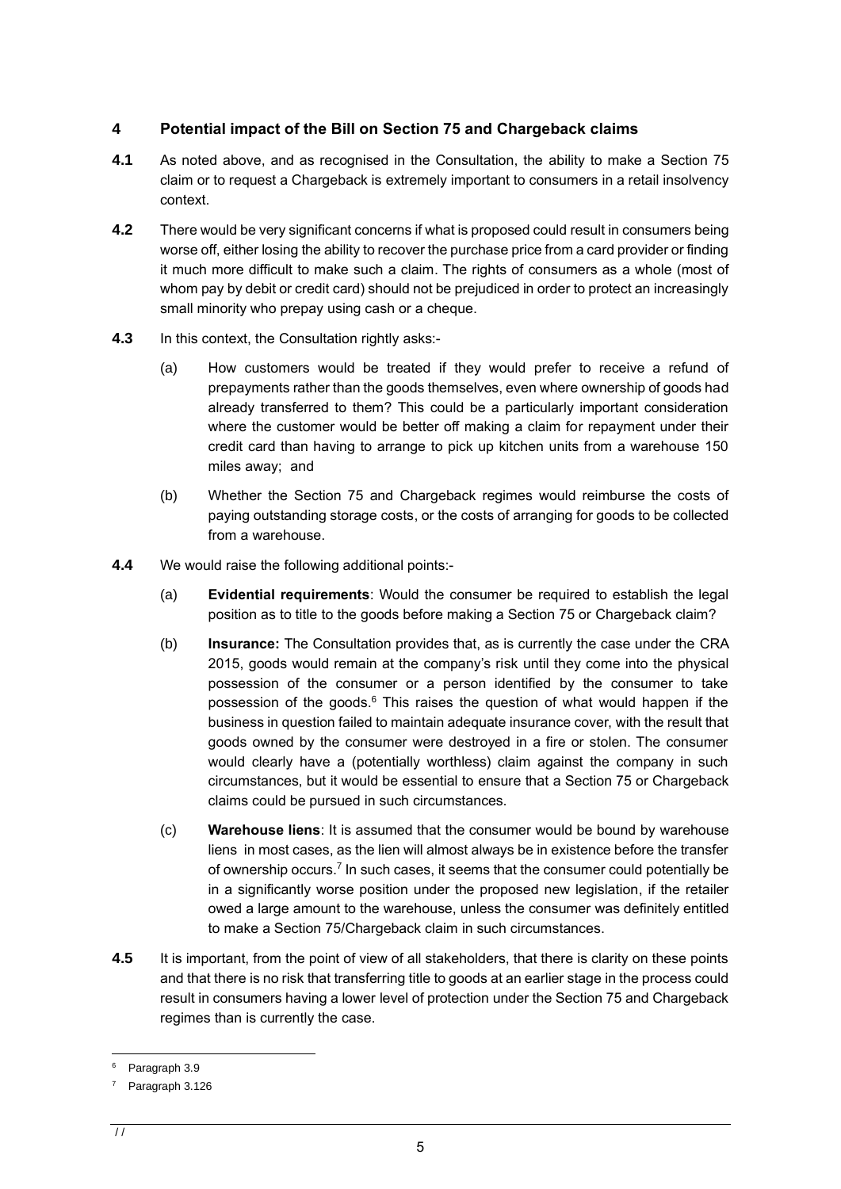## 4 Potential impact of the Bill on Section 75 and Chargeback claims

**4.1** As noted above, and as recognised in the Consultation, the ability to make a Section 75 claim or to request a Chargeback is extremely important to consumers in a retail insolvency context.

**4.2** There would be very significant concerns if what is proposed could result in consumers being worse off, either losing the ability to recover the purchase price from a card provider or finding it much more difficult to make such a claim. The rights of consumers as a whole (most of whom pay by debit or credit card) should not be prejudiced in order to protect an increasingly small minority who prepay using cash or a cheque.

**4.3** In this context, the Consultation rightly asks:-

(a) How customers would be treated if they would prefer to receive a refund of prepayments rather than the goods themselves, even where ownership of goods had already transferred to them? This could be a particularly important consideration where the customer would be better off making a claim for repayment under their credit card than having to arrange to pick up kitchen units from a warehouse 150 miles away; and

(b) Whether the Section 75 and Chargeback regimes would reimburse the costs of paying outstanding storage costs, or the costs of arranging for goods to be collected from a warehouse.

**4.4** We would raise the following additional points:-

(a) **Evidential requirements**: Would the consumer be required to establish the legal position as to title to the goods before making a Section 75 or Chargeback claim?

(b) **Insurance:** The Consultation provides that, as is currently the case under the CRA 2015, goods would remain at the company's risk until they come into the physical possession of the consumer or a person identified by the consumer to take possession of the goods.[6] This raises the question of what would happen if the business in question failed to maintain adequate insurance cover, with the result that goods owned by the consumer were destroyed in a fire or stolen. The consumer would clearly have a (potentially worthless) claim against the company in such circumstances, but it would be essential to ensure that a Section 75 or Chargeback claims could be pursued in such circumstances.

(c) **Warehouse liens**: It is assumed that the consumer would be bound by warehouse liens in most cases, as the lien will almost always be in existence before the transfer of ownership occurs.[7] In such cases, it seems that the consumer could potentially be in a significantly worse position under the proposed new legislation, if the retailer owed a large amount to the warehouse, unless the consumer was definitely entitled to make a Section 75/Chargeback claim in such circumstances.

**4.5** It is important, from the point of view of all stakeholders, that there is clarity on these points and that there is no risk that transferring title to goods at an earlier stage in the process could result in consumers having a lower level of protection under the Section 75 and Chargeback regimes than is currently the case.

---

[6] Paragraph 3.9

[7] Paragraph 3.126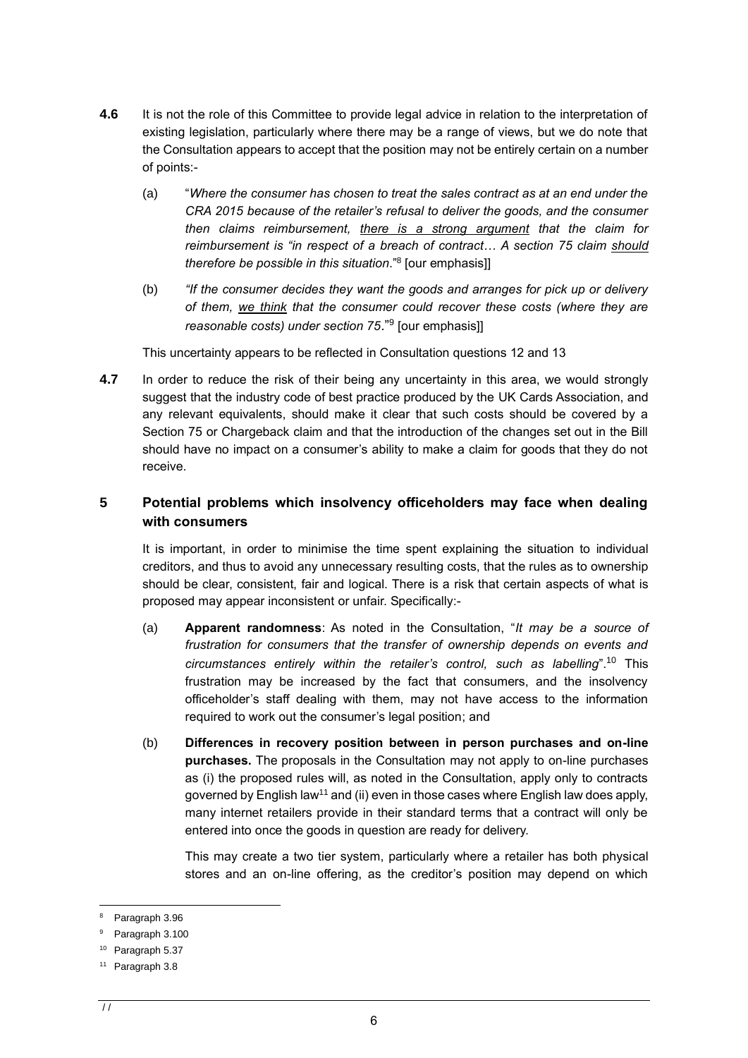**4.6** It is not the role of this Committee to provide legal advice in relation to the interpretation of existing legislation, particularly where there may be a range of views, but we do note that the Consultation appears to accept that the position may not be entirely certain on a number of points:-

(a) "*Where the consumer has chosen to treat the sales contract as at an end under the CRA 2015 because of the retailer's refusal to deliver the goods, and the consumer then claims reimbursement, <u>there is a strong argument</u> that the claim for reimbursement is "in respect of a breach of contract… A section 75 claim <u>should</u> therefore be possible in this situation*."[8] [our emphasis]]

(b) *"If the consumer decides they want the goods and arranges for pick up or delivery of them, <u>we think</u> that the consumer could recover these costs (where they are reasonable costs) under section 75*."[9] [our emphasis]]

This uncertainty appears to be reflected in Consultation questions 12 and 13

**4.7** In order to reduce the risk of their being any uncertainty in this area, we would strongly suggest that the industry code of best practice produced by the UK Cards Association, and any relevant equivalents, should make it clear that such costs should be covered by a Section 75 or Chargeback claim and that the introduction of the changes set out in the Bill should have no impact on a consumer's ability to make a claim for goods that they do not receive.

## 5 Potential problems which insolvency officeholders may face when dealing with consumers

It is important, in order to minimise the time spent explaining the situation to individual creditors, and thus to avoid any unnecessary resulting costs, that the rules as to ownership should be clear, consistent, fair and logical. There is a risk that certain aspects of what is proposed may appear inconsistent or unfair. Specifically:-

(a) **Apparent randomness**: As noted in the Consultation, "*It may be a source of frustration for consumers that the transfer of ownership depends on events and circumstances entirely within the retailer's control, such as labelling*".[10] This frustration may be increased by the fact that consumers, and the insolvency officeholder's staff dealing with them, may not have access to the information required to work out the consumer's legal position; and

(b) **Differences in recovery position between in person purchases and on-line purchases.** The proposals in the Consultation may not apply to on-line purchases as (i) the proposed rules will, as noted in the Consultation, apply only to contracts governed by English law[11] and (ii) even in those cases where English law does apply, many internet retailers provide in their standard terms that a contract will only be entered into once the goods in question are ready for delivery.

This may create a two tier system, particularly where a retailer has both physical stores and an on-line offering, as the creditor's position may depend on which

---

[8] Paragraph 3.96

[9] Paragraph 3.100

[10] Paragraph 5.37

[11] Paragraph 3.8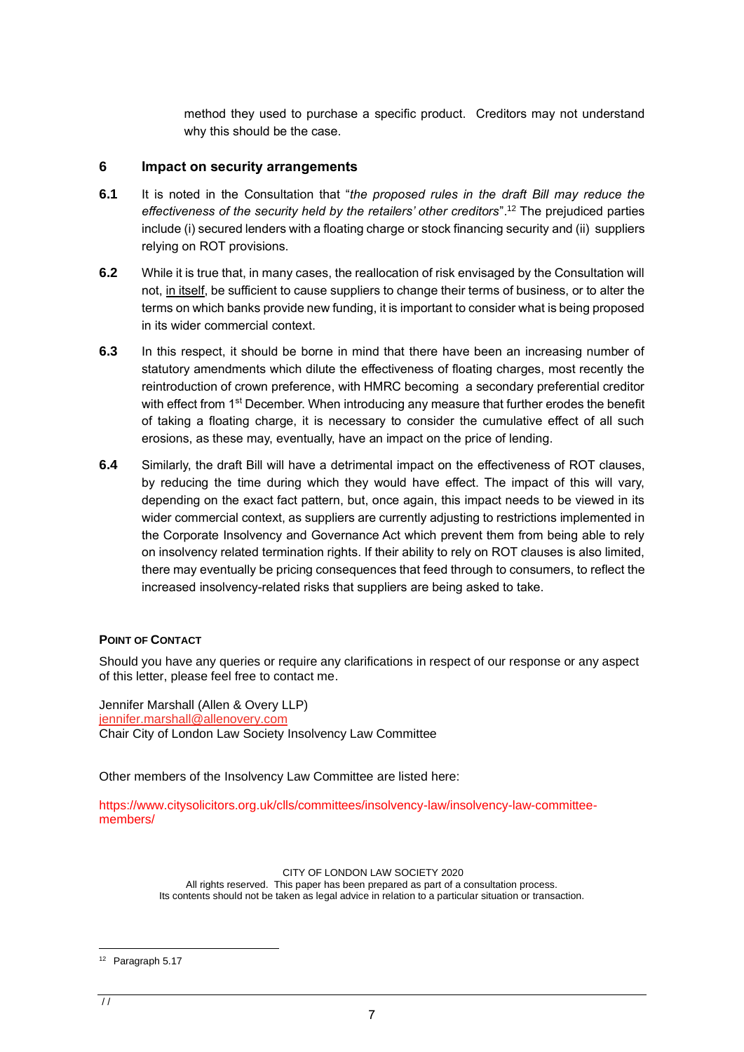method they used to purchase a specific product. Creditors may not understand why this should be the case.

## 6 Impact on security arrangements

**6.1** It is noted in the Consultation that "*the proposed rules in the draft Bill may reduce the effectiveness of the security held by the retailers' other creditors*".[12] The prejudiced parties include (i) secured lenders with a floating charge or stock financing security and (ii) suppliers relying on ROT provisions.

**6.2** While it is true that, in many cases, the reallocation of risk envisaged by the Consultation will not, in itself, be sufficient to cause suppliers to change their terms of business, or to alter the terms on which banks provide new funding, it is important to consider what is being proposed in its wider commercial context.

**6.3** In this respect, it should be borne in mind that there have been an increasing number of statutory amendments which dilute the effectiveness of floating charges, most recently the reintroduction of crown preference, with HMRC becoming a secondary preferential creditor with effect from 1st December. When introducing any measure that further erodes the benefit of taking a floating charge, it is necessary to consider the cumulative effect of all such erosions, as these may, eventually, have an impact on the price of lending.

**6.4** Similarly, the draft Bill will have a detrimental impact on the effectiveness of ROT clauses, by reducing the time during which they would have effect. The impact of this will vary, depending on the exact fact pattern, but, once again, this impact needs to be viewed in its wider commercial context, as suppliers are currently adjusting to restrictions implemented in the Corporate Insolvency and Governance Act which prevent them from being able to rely on insolvency related termination rights. If their ability to rely on ROT clauses is also limited, there may eventually be pricing consequences that feed through to consumers, to reflect the increased insolvency-related risks that suppliers are being asked to take.

**POINT OF CONTACT**

Should you have any queries or require any clarifications in respect of our response or any aspect of this letter, please feel free to contact me.

Jennifer Marshall (Allen & Overy LLP)
jennifer.marshall@allenovery.com
Chair City of London Law Society Insolvency Law Committee

Other members of the Insolvency Law Committee are listed here:

https://www.citysolicitors.org.uk/clls/committees/insolvency-law/insolvency-law-committee-members/

CITY OF LONDON LAW SOCIETY 2020
All rights reserved. This paper has been prepared as part of a consultation process.
Its contents should not be taken as legal advice in relation to a particular situation or transaction.

[12] Paragraph 5.17